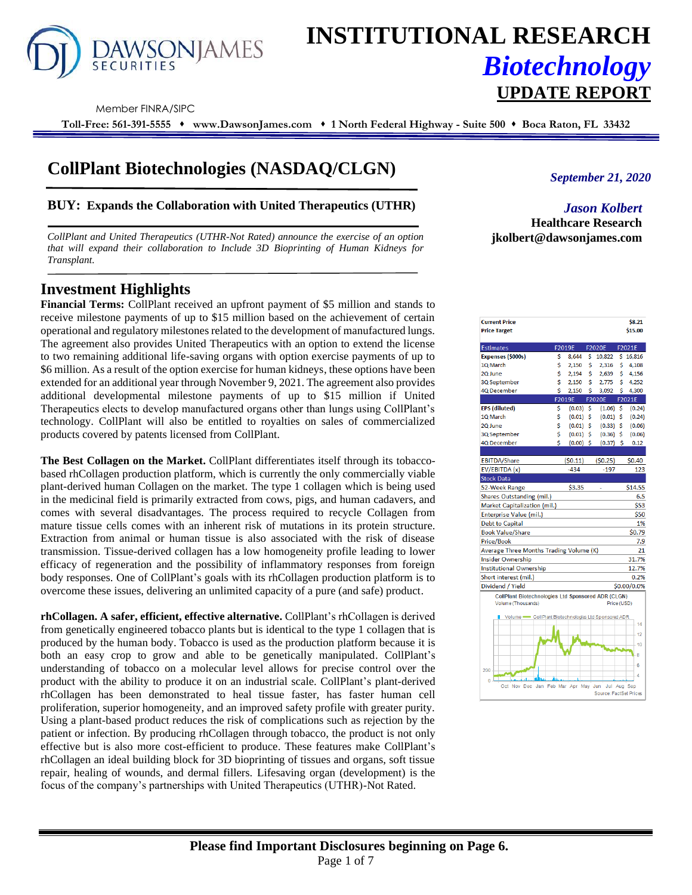# INSTITUTIONAL RESEARCH

## *Biotechnology*

## UPDATE REPORT

Member FINRA/SIPC

**Toll-Free: 561-391-5555 ♦ www.DawsonJames.com ♦ 1 North Federal Highway - Suite 500 ♦ Boca Raton, FL 33432**

# CollPlant Biotechnologies (NASDAQ/CLGN)

*September 21, 2020*

### BUY: Expands the Collaboration with United Therapeutics (UTHR)

*CollPlant and United Therapeutics (UTHR-Not Rated) announce the exercise of an option that will expand their collaboration to Include 3D Bioprinting of Human Kidneys for Transplant.*

*Jason Kolbert*
**Healthcare Research**
**jkolbert@dawsonjames.com**

## Investment Highlights

**Financial Terms:** CollPlant received an upfront payment of $5 million and stands to receive milestone payments of up to $15 million based on the achievement of certain operational and regulatory milestones related to the development of manufactured lungs. The agreement also provides United Therapeutics with an option to extend the license to two remaining additional life-saving organs with option exercise payments of up to $6 million. As a result of the option exercise for human kidneys, these options have been extended for an additional year through November 9, 2021. The agreement also provides additional developmental milestone payments of up to $15 million if United Therapeutics elects to develop manufactured organs other than lungs using CollPlant's technology. CollPlant will also be entitled to royalties on sales of commercialized products covered by patents licensed from CollPlant.

**The Best Collagen on the Market.** CollPlant differentiates itself through its tobacco-based rhCollagen production platform, which is currently the only commercially viable plant-derived human Collagen on the market. The type 1 collagen which is being used in the medicinal field is primarily extracted from cows, pigs, and human cadavers, and comes with several disadvantages. The process required to recycle Collagen from mature tissue cells comes with an inherent risk of mutations in its protein structure. Extraction from animal or human tissue is also associated with the risk of disease transmission. Tissue-derived collagen has a low homogeneity profile leading to lower efficacy of regeneration and the possibility of inflammatory responses from foreign body responses. One of CollPlant's goals with its rhCollagen production platform is to overcome these issues, delivering an unlimited capacity of a pure (and safe) product.

**rhCollagen. A safer, efficient, effective alternative.** CollPlant's rhCollagen is derived from genetically engineered tobacco plants but is identical to the type 1 collagen that is produced by the human body. Tobacco is used as the production platform because it is both an easy crop to grow and able to be genetically manipulated. CollPlant's understanding of tobacco on a molecular level allows for precise control over the product with the ability to produce it on an industrial scale. CollPlant's plant-derived rhCollagen has been demonstrated to heal tissue faster, has faster human cell proliferation, superior homogeneity, and an improved safety profile with greater purity. Using a plant-based product reduces the risk of complications such as rejection by the patient or infection. By producing rhCollagen through tobacco, the product is not only effective but is also more cost-efficient to produce. These features make CollPlant's rhCollagen an ideal building block for 3D bioprinting of tissues and organs, soft tissue repair, healing of wounds, and dermal fillers. Lifesaving organ (development) is the focus of the company's partnerships with United Therapeutics (UTHR)-Not Rated.

| | | | |
|---|---|---|---|
| **Current Price** | | | $8.21 |
| **Price Target** | | | $15.00 |

| Estimates | F2019E | F2020E | F2021E |
|---|---|---|---|
| **Expenses ($000s)** | $ 8,644 | $ 10,822 | $ 16,816 |
| 1Q March | $ 2,150 | $ 2,316 | $ 4,108 |
| 2Q June | $ 2,194 | $ 2,639 | $ 4,156 |
| 3Q September | $ 2,150 | $ 2,775 | $ 4,252 |
| 4Q December | $ 2,150 | $ 3,092 | $ 4,300 |

| | F2019E | F2020E | F2021E |
|---|---|---|---|
| **EPS (diluted)** | $ (0.03) | $ (1.06) | $ (0.24) |
| 1Q March | $ (0.01) | $ (0.01) | $ (0.24) |
| 2Q June | $ (0.01) | $ (0.33) | $ (0.06) |
| 3Q September | $ (0.01) | $ (0.36) | $ (0.06) |
| 4Q December | $ (0.00) | $ (0.37) | $ 0.12 |

| | F2019E | F2020E | F2021E |
|---|---|---|---|
| EBITDA/Share | ($0.11) | ($0.25) | $0.40 |
| EV/EBITDA (x) | -434 | -197 | 123 |

| Stock Data | | | |
|---|---|---|---|
| 52-Week Range | $3.35 | - | $14.55 |
| Shares Outstanding (mil.) | | | 6.5 |
| Market Capitalization (mil.) | | | $53 |
| Enterprise Value (mil.) | | | $50 |
| Debt to Capital | | | 1% |
| Book Value/Share | | | $0.79 |
| Price/Book | | | 7.9 |
| Average Three Months Trading Volume (K) | | | 21 |
| Insider Ownership | | | 31.7% |
| Institutional Ownership | | | 12.7% |
| Short interest (mil.) | | | 0.2% |
| Dividend / Yield | | | $0.00/0.0% |

CollPlant Biotechnologies Ltd Sponsored ADR (CLGN)
Volume (Thousands) Price (USD)
Source: FactSet Prices

**Please find Important Disclosures beginning on Page 6.**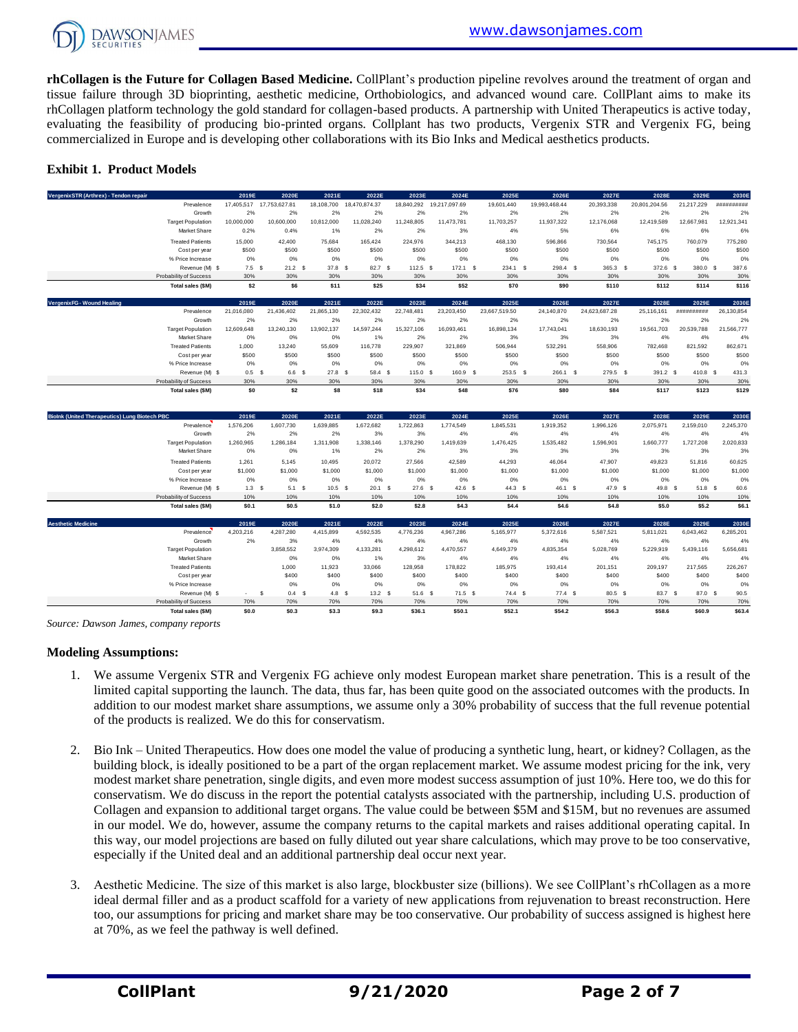**rhCollagen is the Future for Collagen Based Medicine.** CollPlant's production pipeline revolves around the treatment of organ and tissue failure through 3D bioprinting, aesthetic medicine, Orthobiologics, and advanced wound care. CollPlant aims to make its rhCollagen platform technology the gold standard for collagen-based products. A partnership with United Therapeutics is active today, evaluating the feasibility of producing bio-printed organs. Collplant has two products, Vergenix STR and Vergenix FG, being commercialized in Europe and is developing other collaborations with its Bio Inks and Medical aesthetics products.

## Exhibit 1. Product Models

| VergenixSTR (Arthrex) - Tendon repair | 2019E | 2020E | 2021E | 2022E | 2023E | 2024E | 2025E | 2026E | 2027E | 2028E | 2029E | 2030E |
|---|---|---|---|---|---|---|---|---|---|---|---|---|
| Prevalence | 17,405,517 | 17,753,627.81 | 18,108,700 | 18,470,874.37 | 18,840,292 | 19,217,097.69 | 19,601,440 | 19,993,468.44 | 20,393,338 | 20,801,204.56 | 21,217,229 | ########## |
| Growth | 2% | 2% | 2% | 2% | 2% | 2% | 2% | 2% | 2% | 2% | 2% | 2% |
| Target Population | 10,000,000 | 10,600,000 | 10,812,000 | 11,028,240 | 11,248,805 | 11,473,781 | 11,703,257 | 11,937,322 | 12,176,068 | 12,419,589 | 12,667,981 | 12,921,341 |
| Market Share | 0.2% | 0.4% | 1% | 2% | 2% | 3% | 4% | 5% | 6% | 6% | 6% | 6% |
| Treated Patients | 15,000 | 42,400 | 75,684 | 165,424 | 224,976 | 344,213 | 468,130 | 596,866 | 730,564 | 745,175 | 760,079 | 775,280 |
| Cost per year | $500 | $500 | $500 | $500 | $500 | $500 | $500 | $500 | $500 | $500 | $500 | $500 |
| % Price Increase | 0% | 0% | 0% | 0% | 0% | 0% | 0% | 0% | 0% | 0% | 0% | 0% |
| Revenue (M) | $ 7.5 | $ 21.2 | $ 37.8 | $ 82.7 | $ 112.5 | $ 172.1 | $ 234.1 | $ 298.4 | $ 365.3 | $ 372.6 | $ 380.0 | $ 387.6 |
| Probability of Success | 30% | 30% | 30% | 30% | 30% | 30% | 30% | 30% | 30% | 30% | 30% | 30% |
| **Total sales ($M)** | **$2** | **$6** | **$11** | **$25** | **$34** | **$52** | **$70** | **$90** | **$110** | **$112** | **$114** | **$116** |

| VergenixFG - Wound Healing | 2019E | 2020E | 2021E | 2022E | 2023E | 2024E | 2025E | 2026E | 2027E | 2028E | 2029E | 2030E |
|---|---|---|---|---|---|---|---|---|---|---|---|---|
| Prevalence | 21,016,080 | 21,436,402 | 21,865,130 | 22,302,432 | 22,748,481 | 23,203,450 | 23,667,519.50 | 24,140,870 | 24,623,687.28 | 25,116,161 | ########## | 26,130,854 |
| Growth | 2% | 2% | 2% | 2% | 2% | 2% | 2% | 2% | 2% | 2% | 2% | 2% |
| Target Population | 12,609,648 | 13,240,130 | 13,902,137 | 14,597,244 | 15,327,106 | 16,093,461 | 16,898,134 | 17,743,041 | 18,630,193 | 19,561,703 | 20,539,788 | 21,566,777 |
| Market Share | 0% | 0% | 0% | 1% | 2% | 2% | 3% | 3% | 3% | 4% | 4% | 4% |
| Treated Patients | 1,000 | 13,240 | 55,609 | 116,778 | 229,907 | 321,869 | 506,944 | 532,291 | 558,906 | 782,468 | 821,592 | 862,671 |
| Cost per year | $500 | $500 | $500 | $500 | $500 | $500 | $500 | $500 | $500 | $500 | $500 | $500 |
| % Price Increase | 0% | 0% | 0% | 0% | 0% | 0% | 0% | 0% | 0% | 0% | 0% | 0% |
| Revenue (M) | $ 0.5 | $ 6.6 | $ 27.8 | $ 58.4 | $ 115.0 | $ 160.9 | $ 253.5 | $ 266.1 | $ 279.5 | $ 391.2 | $ 410.8 | $ 431.3 |
| Probability of Success | 30% | 30% | 30% | 30% | 30% | 30% | 30% | 30% | 30% | 30% | 30% | 30% |
| **Total sales ($M)** | **$0** | **$2** | **$8** | **$18** | **$34** | **$48** | **$76** | **$80** | **$84** | **$117** | **$123** | **$129** |

| BioInk (United Therapeutics) Lung Biotech PBC | 2019E | 2020E | 2021E | 2022E | 2023E | 2024E | 2025E | 2026E | 2027E | 2028E | 2029E | 2030E |
|---|---|---|---|---|---|---|---|---|---|---|---|---|
| Prevalence | 1,576,206 | 1,607,730 | 1,639,885 | 1,672,682 | 1,722,863 | 1,774,549 | 1,845,531 | 1,919,352 | 1,996,126 | 2,075,971 | 2,159,010 | 2,245,370 |
| Growth | 2% | 2% | 2% | 2% | 3% | 3% | 4% | 4% | 4% | 4% | 4% | 4% |
| Target Population | 1,260,965 | 1,286,184 | 1,311,908 | 1,338,146 | 1,378,290 | 1,419,639 | 1,476,425 | 1,535,482 | 1,596,901 | 1,660,777 | 1,727,208 | 2,020,833 |
| Market Share | 0% | 0% | 1% | 1% | 2% | 3% | 3% | 3% | 3% | 3% | 3% | 3% |
| Treated Patients | 1,261 | 5,145 | 10,495 | 20,072 | 27,566 | 42,589 | 44,293 | 46,064 | 47,907 | 49,823 | 51,816 | 60,625 |
| Cost per year | $1,000 | $1,000 | $1,000 | $1,000 | $1,000 | $1,000 | $1,000 | $1,000 | $1,000 | $1,000 | $1,000 | $1,000 |
| % Price Increase | 0% | 0% | 0% | 0% | 0% | 0% | 0% | 0% | 0% | 0% | 0% | 0% |
| Revenue (M) | $ 1.3 | $ 5.1 | $ 10.5 | $ 20.1 | $ 27.6 | $ 42.6 | $ 44.3 | $ 46.1 | $ 47.9 | $ 49.8 | $ 51.8 | $ 60.6 |
| Probability of Success | 10% | 10% | 10% | 10% | 10% | 10% | 10% | 10% | 10% | 10% | 10% | 10% |
| **Total sales ($M)** | **$0.1** | **$0.5** | **$1.0** | **$2.0** | **$2.8** | **$4.3** | **$4.4** | **$4.6** | **$4.8** | **$5.0** | **$5.2** | **$6.1** |

| Aesthetic Medicine | 2019E | 2020E | 2021E | 2022E | 2023E | 2024E | 2025E | 2026E | 2027E | 2028E | 2029E | 2030E |
|---|---|---|---|---|---|---|---|---|---|---|---|---|
| Prevalence | 4,203,216 | 4,287,280 | 4,415,899 | 4,592,535 | 4,776,236 | 4,967,286 | 5,165,977 | 5,372,616 | 5,587,521 | 5,811,021 | 6,043,462 | 6,285,201 |
| Growth | 2% | 3% | 4% | 4% | 4% | 4% | 4% | 4% | 4% | 4% | 4% | 4% |
| Target Population | | 3,858,552 | 3,974,309 | 4,133,281 | 4,298,612 | 4,470,557 | 4,649,379 | 4,835,354 | 5,028,769 | 5,229,919 | 5,439,116 | 5,656,681 |
| Market Share | | 0% | 0% | 1% | 3% | 4% | 4% | 4% | 4% | 4% | 4% | 4% |
| Treated Patients | | 1,000 | 11,923 | 33,066 | 128,958 | 178,822 | 185,975 | 193,414 | 201,151 | 209,197 | 217,565 | 226,267 |
| Cost per year | | $400 | $400 | $400 | $400 | $400 | $400 | $400 | $400 | $400 | $400 | $400 |
| % Price Increase | | 0% | 0% | 0% | 0% | 0% | 0% | 0% | 0% | 0% | 0% | 0% |
| Revenue (M) | $ - | $ 0.4 | $ 4.8 | $ 13.2 | $ 51.6 | $ 71.5 | $ 74.4 | $ 77.4 | $ 80.5 | $ 83.7 | $ 87.0 | $ 90.5 |
| Probability of Success | 70% | 70% | 70% | 70% | 70% | 70% | 70% | 70% | 70% | 70% | 70% | 70% |
| **Total sales ($M)** | **$0.0** | **$0.3** | **$3.3** | **$9.3** | **$36.1** | **$50.1** | **$52.1** | **$54.2** | **$56.3** | **$58.6** | **$60.9** | **$63.4** |

*Source: Dawson James, company reports*

**Modeling Assumptions:**

1. We assume Vergenix STR and Vergenix FG achieve only modest European market share penetration. This is a result of the limited capital supporting the launch. The data, thus far, has been quite good on the associated outcomes with the products. In addition to our modest market share assumptions, we assume only a 30% probability of success that the full revenue potential of the products is realized. We do this for conservatism.

2. Bio Ink – United Therapeutics. How does one model the value of producing a synthetic lung, heart, or kidney? Collagen, as the building block, is ideally positioned to be a part of the organ replacement market. We assume modest pricing for the ink, very modest market share penetration, single digits, and even more modest success assumption of just 10%. Here too, we do this for conservatism. We do discuss in the report the potential catalysts associated with the partnership, including U.S. production of Collagen and expansion to additional target organs. The value could be between $5M and $15M, but no revenues are assumed in our model. We do, however, assume the company returns to the capital markets and raises additional operating capital. In this way, our model projections are based on fully diluted out year share calculations, which may prove to be too conservative, especially if the United deal and an additional partnership deal occur next year.

3. Aesthetic Medicine. The size of this market is also large, blockbuster size (billions). We see CollPlant's rhCollagen as a more ideal dermal filler and as a product scaffold for a variety of new applications from rejuvenation to breast reconstruction. Here too, our assumptions for pricing and market share may be too conservative. Our probability of success assigned is highest here at 70%, as we feel the pathway is well defined.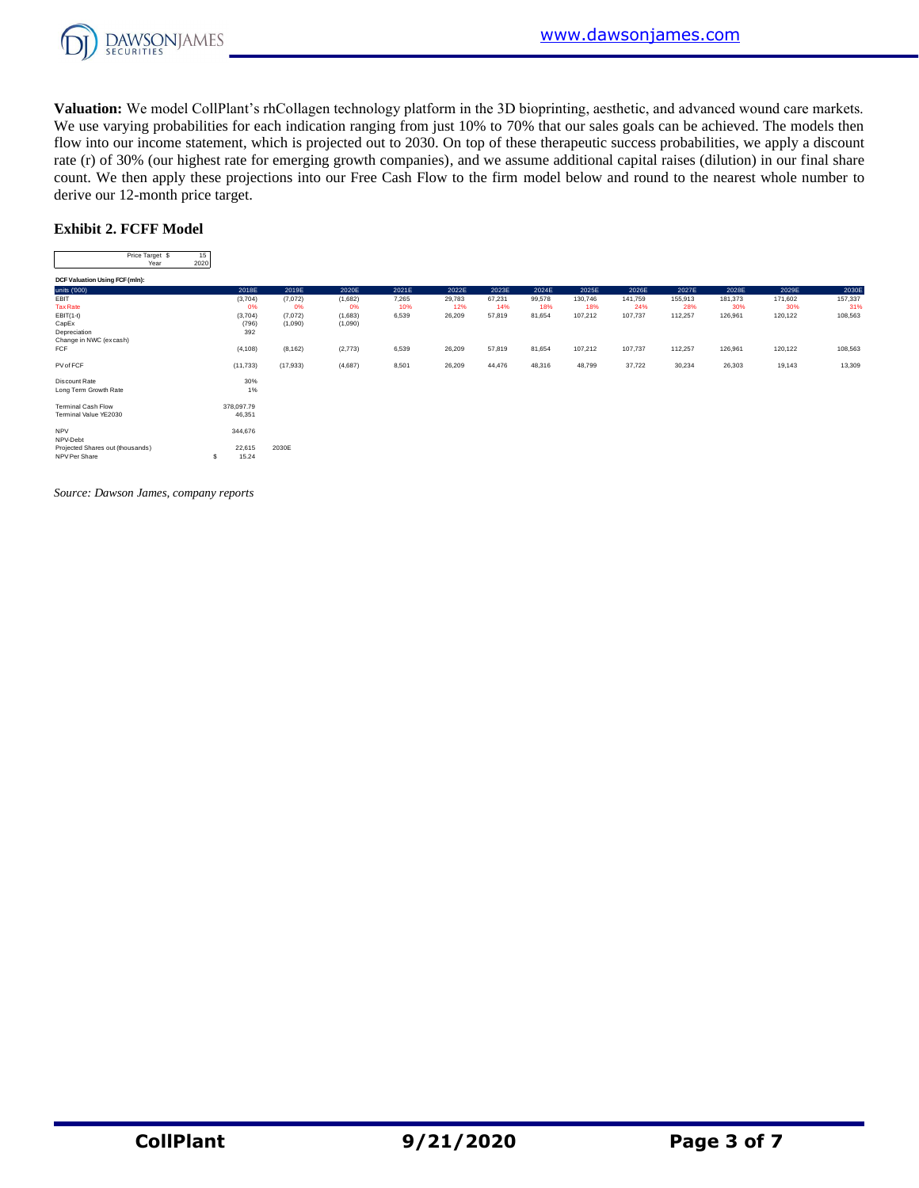**Valuation:** We model CollPlant's rhCollagen technology platform in the 3D bioprinting, aesthetic, and advanced wound care markets. We use varying probabilities for each indication ranging from just 10% to 70% that our sales goals can be achieved. The models then flow into our income statement, which is projected out to 2030. On top of these therapeutic success probabilities, we apply a discount rate (r) of 30% (our highest rate for emerging growth companies), and we assume additional capital raises (dilution) in our final share count. We then apply these projections into our Free Cash Flow to the firm model below and round to the nearest whole number to derive our 12-month price target.

### Exhibit 2. FCFF Model

| Price Target $ | 15 |
|---|---|
| Year | 2020 |

**DCF Valuation Using FCF (mln):**

| units ('000) | 2018E | 2019E | 2020E | 2021E | 2022E | 2023E | 2024E | 2025E | 2026E | 2027E | 2028E | 2029E | 2030E |
|---|---|---|---|---|---|---|---|---|---|---|---|---|---|
| EBIT | (3,704) | (7,072) | (1,682) | 7,265 | 29,783 | 67,231 | 99,578 | 130,746 | 141,759 | 155,913 | 181,373 | 171,602 | 157,337 |
| Tax Rate | 0% | 0% | 0% | 10% | 12% | 14% | 18% | 18% | 24% | 28% | 30% | 30% | 31% |
| EBIT(1-t) | (3,704) | (7,072) | (1,683) | 6,539 | 26,209 | 57,819 | 81,654 | 107,212 | 107,737 | 112,257 | 126,961 | 120,122 | 108,563 |
| CapEx | (796) | (1,090) | (1,090) | | | | | | | | | | |
| Depreciation | 392 | | | | | | | | | | | | |
| Change in NWC (ex cash) | | | | | | | | | | | | | |
| FCF | (4,108) | (8,162) | (2,773) | 6,539 | 26,209 | 57,819 | 81,654 | 107,212 | 107,737 | 112,257 | 126,961 | 120,122 | 108,563 |
| PV of FCF | (11,733) | (17,933) | (4,687) | 8,501 | 26,209 | 44,476 | 48,316 | 48,799 | 37,722 | 30,234 | 26,303 | 19,143 | 13,309 |

| | | |
|---|---|---|
| Discount Rate | 30% | |
| Long Term Growth Rate | 1% | |
| Terminal Cash Flow | 378,097.79 | |
| Terminal Value YE2030 | 46,351 | |
| NPV | 344,676 | |
| NPV-Debt | | |
| Projected Shares out (thousands) | 22,615 | 2030E |
| NPV Per Share | $ 15.24 | |

*Source: Dawson James, company reports*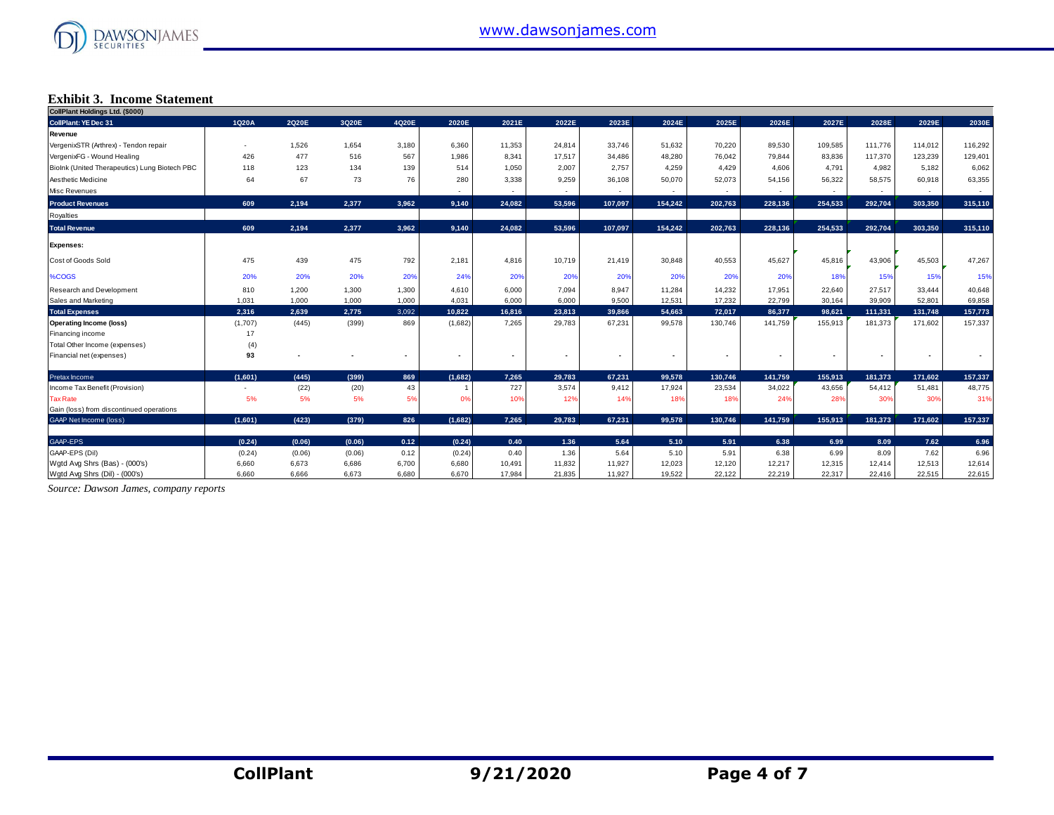### Exhibit 3. Income Statement

| CollPlant Holdings Ltd. ($000) | | | | | | | | | | | | | | | |
|---|---|---|---|---|---|---|---|---|---|---|---|---|---|---|---|
| CollPlant: YE Dec 31 | 1Q20A | 2Q20E | 3Q20E | 4Q20E | 2020E | 2021E | 2022E | 2023E | 2024E | 2025E | 2026E | 2027E | 2028E | 2029E | 2030E |
| **Revenue** | | | | | | | | | | | | | | | |
| VergenixSTR (Arthrex) - Tendon repair | - | 1,526 | 1,654 | 3,180 | 6,360 | 11,353 | 24,814 | 33,746 | 51,632 | 70,220 | 89,530 | 109,585 | 111,776 | 114,012 | 116,292 |
| VergenixFG - Wound Healing | 426 | 477 | 516 | 567 | 1,986 | 8,341 | 17,517 | 34,486 | 48,280 | 76,042 | 79,844 | 83,836 | 117,370 | 123,239 | 129,401 |
| BioInk (United Therapeutics) Lung Biotech PBC | 118 | 123 | 134 | 139 | 514 | 1,050 | 2,007 | 2,757 | 4,259 | 4,429 | 4,606 | 4,791 | 4,982 | 5,182 | 6,062 |
| Aesthetic Medicine | 64 | 67 | 73 | 76 | 280 | 3,338 | 9,259 | 36,108 | 50,070 | 52,073 | 54,156 | 56,322 | 58,575 | 60,918 | 63,355 |
| Misc Revenues | | | | | - | - | - | - | - | - | - | - | - | - | - |
| **Product Revenues** | 609 | 2,194 | 2,377 | 3,962 | 9,140 | 24,082 | 53,596 | 107,097 | 154,242 | 202,763 | 228,136 | 254,533 | 292,704 | 303,350 | 315,110 |
| Royalties | | | | | | | | | | | | | | | |
| **Total Revenue** | 609 | 2,194 | 2,377 | 3,962 | 9,140 | 24,082 | 53,596 | 107,097 | 154,242 | 202,763 | 228,136 | 254,533 | 292,704 | 303,350 | 315,110 |
| **Expenses:** | | | | | | | | | | | | | | | |
| Cost of Goods Sold | 475 | 439 | 475 | 792 | 2,181 | 4,816 | 10,719 | 21,419 | 30,848 | 40,553 | 45,627 | 45,816 | 43,906 | 45,503 | 47,267 |
| %COGS | 20% | 20% | 20% | 20% | 24% | 20% | 20% | 20% | 20% | 20% | 20% | 18% | 15% | 15% | 15% |
| Research and Development | 810 | 1,200 | 1,300 | 1,300 | 4,610 | 6,000 | 7,094 | 8,947 | 11,284 | 14,232 | 17,951 | 22,640 | 27,517 | 33,444 | 40,648 |
| Sales and Marketing | 1,031 | 1,000 | 1,000 | 1,000 | 4,031 | 6,000 | 6,000 | 9,500 | 12,531 | 17,232 | 22,799 | 30,164 | 39,909 | 52,801 | 69,858 |
| **Total Expenses** | 2,316 | 2,639 | 2,775 | 3,092 | 10,822 | 16,816 | 23,813 | 39,866 | 54,663 | 72,017 | 86,377 | 98,621 | 111,331 | 131,748 | 157,773 |
| **Operating Income (loss)** | (1,707) | (445) | (399) | 869 | (1,682) | 7,265 | 29,783 | 67,231 | 99,578 | 130,746 | 141,759 | 155,913 | 181,373 | 171,602 | 157,337 |
| Financing income | 17 | | | | | | | | | | | | | | |
| Total Other Income (expenses) | (4) | | | | | | | | | | | | | | |
| Financial net (expenses) | 93 | - | - | - | - | - | - | - | - | - | - | - | - | - | - |
| Pretax Income | (1,601) | (445) | (399) | 869 | (1,682) | 7,265 | 29,783 | 67,231 | 99,578 | 130,746 | 141,759 | 155,913 | 181,373 | 171,602 | 157,337 |
| Income Tax Benefit (Provision) | - | (22) | (20) | 43 | 1 | 727 | 3,574 | 9,412 | 17,924 | 23,534 | 34,022 | 43,656 | 54,412 | 51,481 | 48,775 |
| Tax Rate | 5% | 5% | 5% | 5% | 0% | 10% | 12% | 14% | 18% | 18% | 24% | 28% | 30% | 30% | 31% |
| Gain (loss) from discontinued operations | | | | | | | | | | | | | | | |
| GAAP Net Income (loss) | (1,601) | (423) | (379) | 826 | (1,682) | 7,265 | 29,783 | 67,231 | 99,578 | 130,746 | 141,759 | 155,913 | 181,373 | 171,602 | 157,337 |
| GAAP-EPS | (0.24) | (0.06) | (0.06) | 0.12 | (0.24) | 0.40 | 1.36 | 5.64 | 5.10 | 5.91 | 6.38 | 6.99 | 8.09 | 7.62 | 6.96 |
| GAAP-EPS (Dil) | (0.24) | (0.06) | (0.06) | 0.12 | (0.24) | 0.40 | 1.36 | 5.64 | 5.10 | 5.91 | 6.38 | 6.99 | 8.09 | 7.62 | 6.96 |
| Wgtd Avg Shrs (Bas) - (000's) | 6,660 | 6,673 | 6,686 | 6,700 | 6,680 | 10,491 | 11,832 | 11,927 | 12,023 | 12,120 | 12,217 | 12,315 | 12,414 | 12,513 | 12,614 |
| Wgtd Avg Shrs (Dil) - (000's) | 6,660 | 6,666 | 6,673 | 6,680 | 6,670 | 17,984 | 21,835 | 11,927 | 19,522 | 22,122 | 22,219 | 22,317 | 22,416 | 22,515 | 22,615 |

*Source: Dawson James, company reports*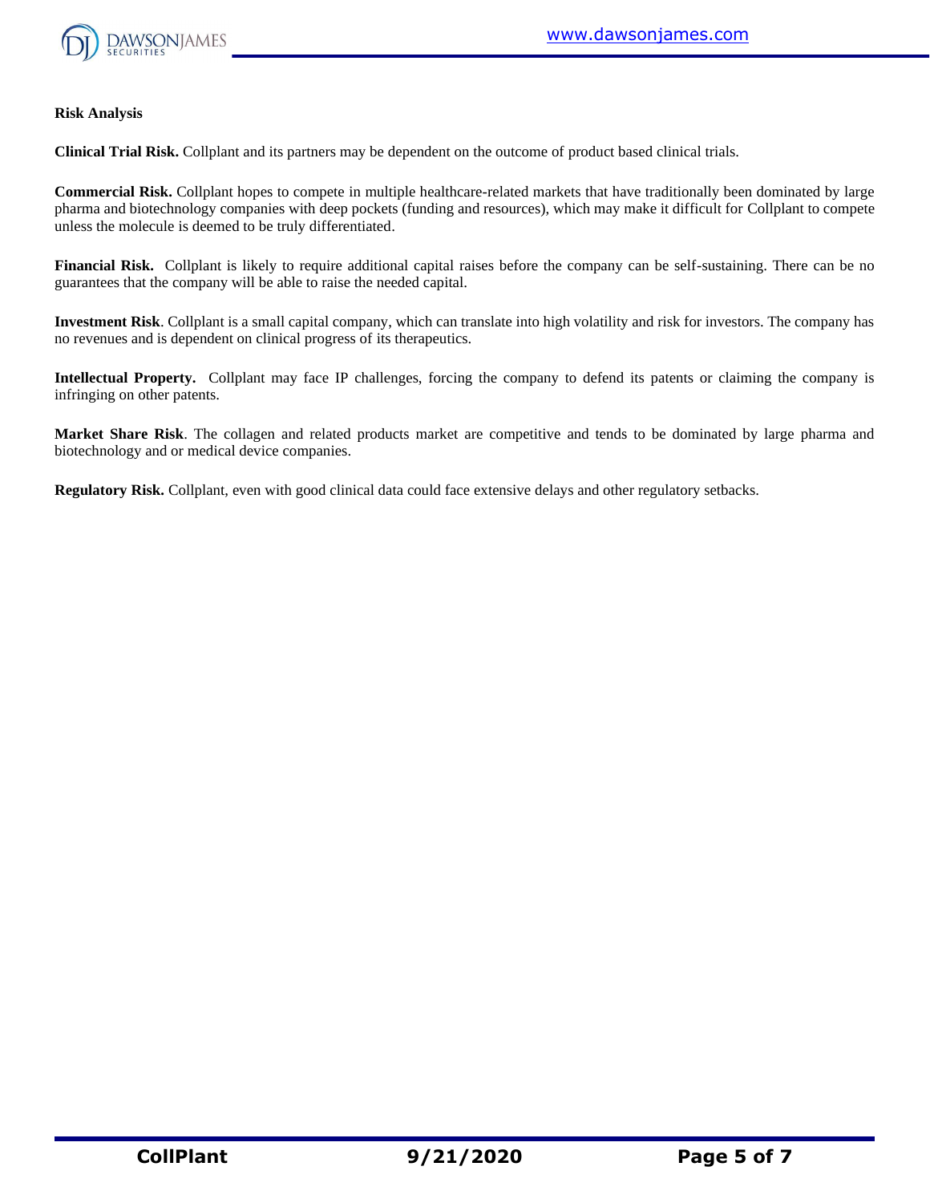**Risk Analysis**

**Clinical Trial Risk.** Collplant and its partners may be dependent on the outcome of product based clinical trials.

**Commercial Risk.** Collplant hopes to compete in multiple healthcare-related markets that have traditionally been dominated by large pharma and biotechnology companies with deep pockets (funding and resources), which may make it difficult for Collplant to compete unless the molecule is deemed to be truly differentiated.

**Financial Risk.** Collplant is likely to require additional capital raises before the company can be self-sustaining. There can be no guarantees that the company will be able to raise the needed capital.

**Investment Risk**. Collplant is a small capital company, which can translate into high volatility and risk for investors. The company has no revenues and is dependent on clinical progress of its therapeutics.

**Intellectual Property.** Collplant may face IP challenges, forcing the company to defend its patents or claiming the company is infringing on other patents.

**Market Share Risk**. The collagen and related products market are competitive and tends to be dominated by large pharma and biotechnology and or medical device companies.

**Regulatory Risk.** Collplant, even with good clinical data could face extensive delays and other regulatory setbacks.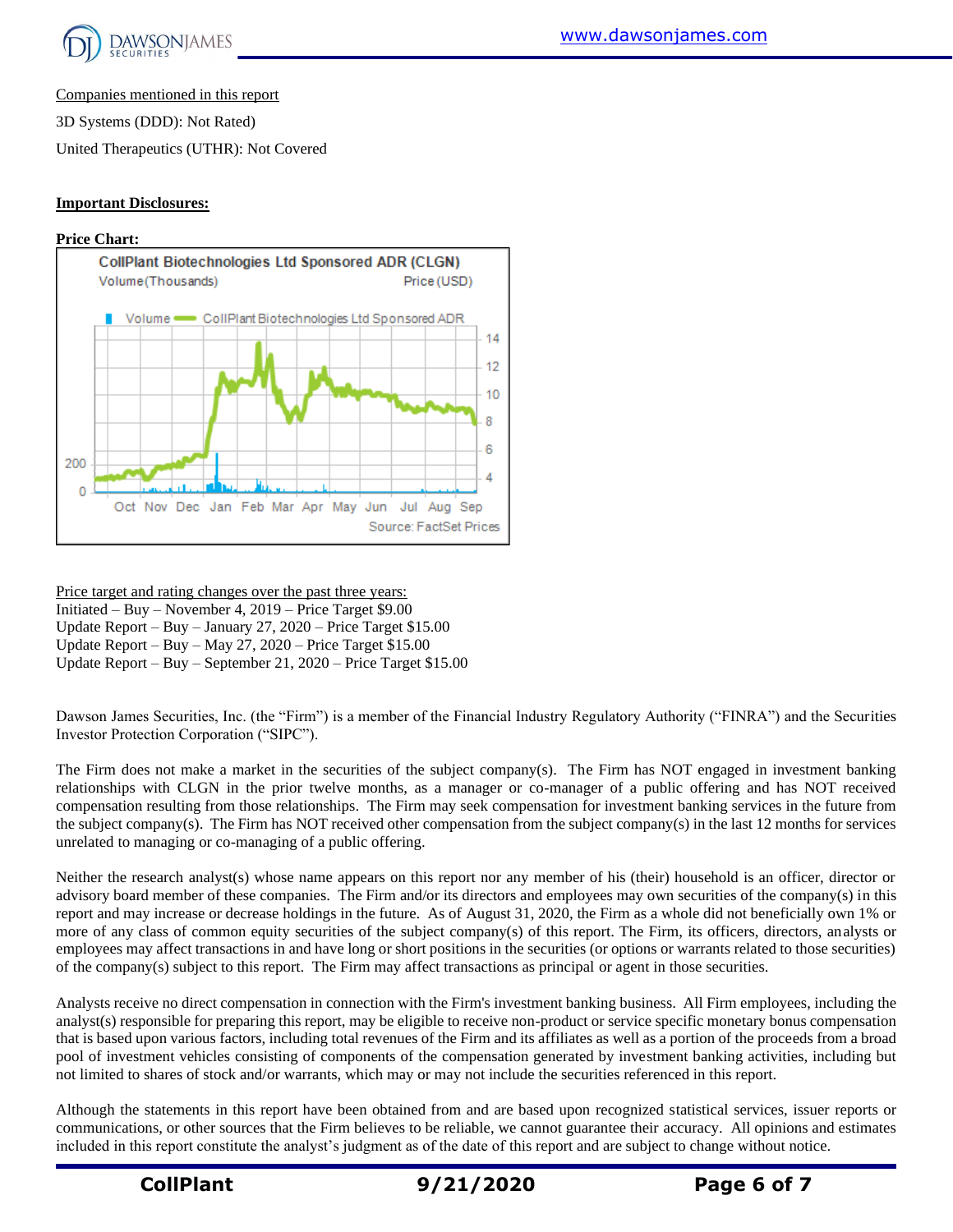Companies mentioned in this report

3D Systems (DDD): Not Rated)

United Therapeutics (UTHR): Not Covered

**Important Disclosures:**

**Price Chart:**

Price target and rating changes over the past three years:
Initiated – Buy – November 4, 2019 – Price Target $9.00
Update Report – Buy – January 27, 2020 – Price Target $15.00
Update Report – Buy – May 27, 2020 – Price Target $15.00
Update Report – Buy – September 21, 2020 – Price Target $15.00

Dawson James Securities, Inc. (the "Firm") is a member of the Financial Industry Regulatory Authority ("FINRA") and the Securities Investor Protection Corporation ("SIPC").

The Firm does not make a market in the securities of the subject company(s). The Firm has NOT engaged in investment banking relationships with CLGN in the prior twelve months, as a manager or co-manager of a public offering and has NOT received compensation resulting from those relationships. The Firm may seek compensation for investment banking services in the future from the subject company(s). The Firm has NOT received other compensation from the subject company(s) in the last 12 months for services unrelated to managing or co-managing of a public offering.

Neither the research analyst(s) whose name appears on this report nor any member of his (their) household is an officer, director or advisory board member of these companies. The Firm and/or its directors and employees may own securities of the company(s) in this report and may increase or decrease holdings in the future. As of August 31, 2020, the Firm as a whole did not beneficially own 1% or more of any class of common equity securities of the subject company(s) of this report. The Firm, its officers, directors, analysts or employees may affect transactions in and have long or short positions in the securities (or options or warrants related to those securities) of the company(s) subject to this report. The Firm may affect transactions as principal or agent in those securities.

Analysts receive no direct compensation in connection with the Firm's investment banking business. All Firm employees, including the analyst(s) responsible for preparing this report, may be eligible to receive non-product or service specific monetary bonus compensation that is based upon various factors, including total revenues of the Firm and its affiliates as well as a portion of the proceeds from a broad pool of investment vehicles consisting of components of the compensation generated by investment banking activities, including but not limited to shares of stock and/or warrants, which may or may not include the securities referenced in this report.

Although the statements in this report have been obtained from and are based upon recognized statistical services, issuer reports or communications, or other sources that the Firm believes to be reliable, we cannot guarantee their accuracy. All opinions and estimates included in this report constitute the analyst's judgment as of the date of this report and are subject to change without notice.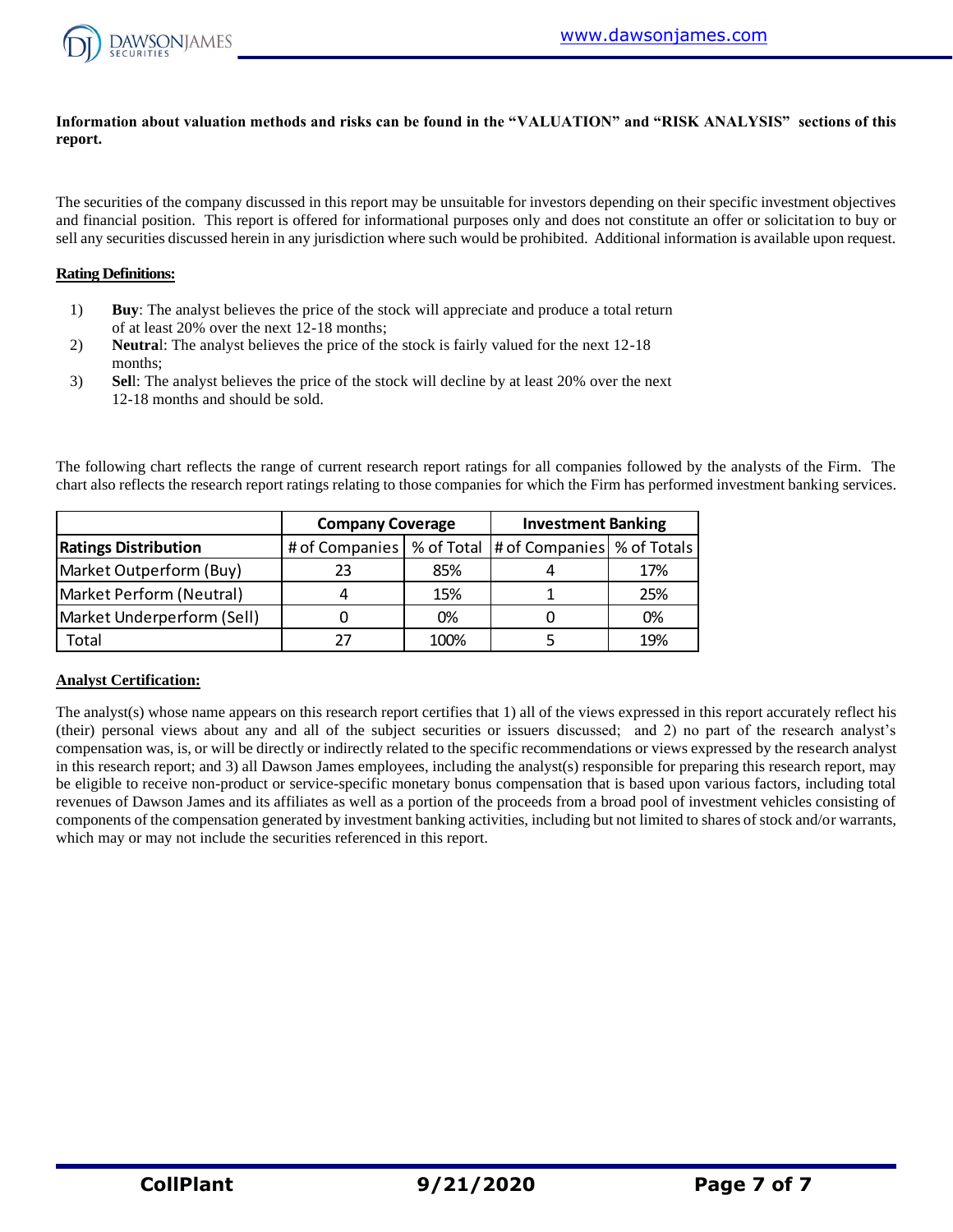**Information about valuation methods and risks can be found in the "VALUATION" and "RISK ANALYSIS" sections of this report.**

The securities of the company discussed in this report may be unsuitable for investors depending on their specific investment objectives and financial position. This report is offered for informational purposes only and does not constitute an offer or solicitation to buy or sell any securities discussed herein in any jurisdiction where such would be prohibited. Additional information is available upon request.

**Rating Definitions:**

1) **Buy**: The analyst believes the price of the stock will appreciate and produce a total return of at least 20% over the next 12-18 months;
2) **Neutral**: The analyst believes the price of the stock is fairly valued for the next 12-18 months;
3) **Sell**: The analyst believes the price of the stock will decline by at least 20% over the next 12-18 months and should be sold.

The following chart reflects the range of current research report ratings for all companies followed by the analysts of the Firm. The chart also reflects the research report ratings relating to those companies for which the Firm has performed investment banking services.

| | Company Coverage | | Investment Banking | |
|---|---|---|---|---|
| **Ratings Distribution** | # of Companies | % of Total | # of Companies | % of Totals |
| Market Outperform (Buy) | 23 | 85% | 4 | 17% |
| Market Perform (Neutral) | 4 | 15% | 1 | 25% |
| Market Underperform (Sell) | 0 | 0% | 0 | 0% |
| Total | 27 | 100% | 5 | 19% |

**Analyst Certification:**

The analyst(s) whose name appears on this research report certifies that 1) all of the views expressed in this report accurately reflect his (their) personal views about any and all of the subject securities or issuers discussed; and 2) no part of the research analyst's compensation was, is, or will be directly or indirectly related to the specific recommendations or views expressed by the research analyst in this research report; and 3) all Dawson James employees, including the analyst(s) responsible for preparing this research report, may be eligible to receive non-product or service-specific monetary bonus compensation that is based upon various factors, including total revenues of Dawson James and its affiliates as well as a portion of the proceeds from a broad pool of investment vehicles consisting of components of the compensation generated by investment banking activities, including but not limited to shares of stock and/or warrants, which may or may not include the securities referenced in this report.